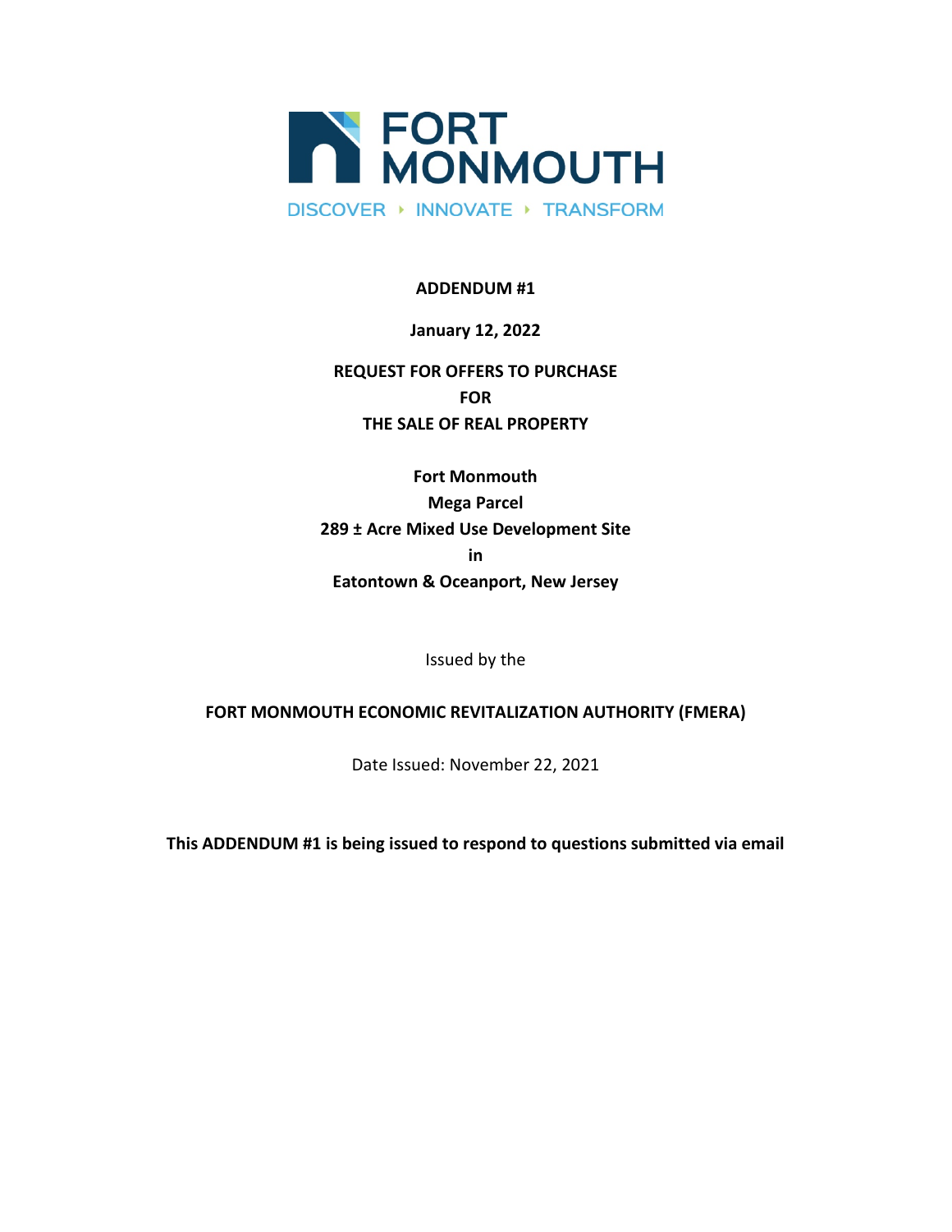FORT MONMOUTH

DISCOVER ‣ INNOVATE ‣ TRANSFORM

**ADDENDUM #1**

**January 12, 2022**

**REQUEST FOR OFFERS TO PURCHASE**
**FOR**
**THE SALE OF REAL PROPERTY**

**Fort Monmouth**
**Mega Parcel**
**289 ± Acre Mixed Use Development Site**
**in**
**Eatontown & Oceanport, New Jersey**

Issued by the

**FORT MONMOUTH ECONOMIC REVITALIZATION AUTHORITY (FMERA)**

Date Issued: November 22, 2021

**This ADDENDUM #1 is being issued to respond to questions submitted via email**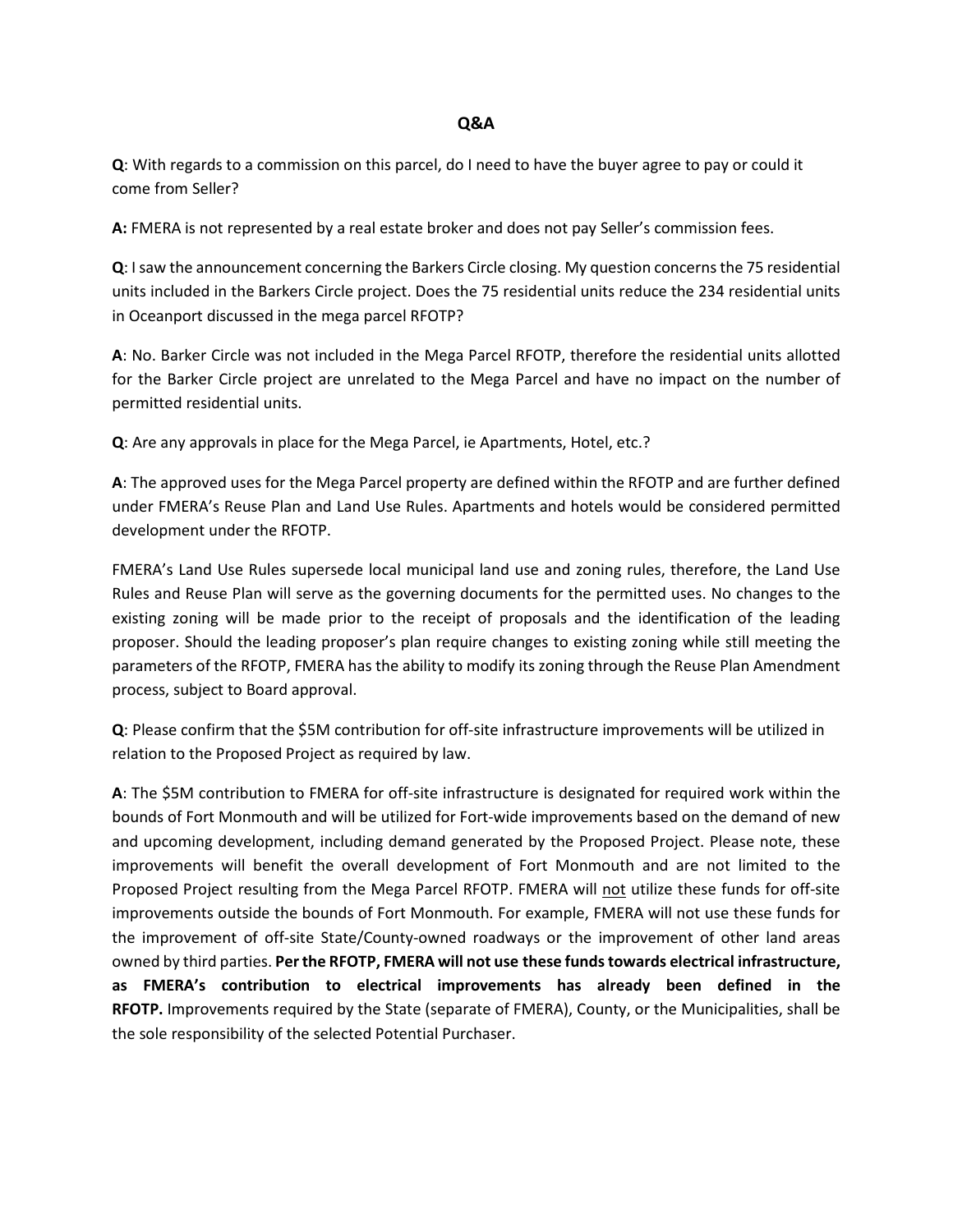**Q&A**

**Q**: With regards to a commission on this parcel, do I need to have the buyer agree to pay or could it come from Seller?

**A:** FMERA is not represented by a real estate broker and does not pay Seller's commission fees.

**Q**: I saw the announcement concerning the Barkers Circle closing. My question concerns the 75 residential units included in the Barkers Circle project. Does the 75 residential units reduce the 234 residential units in Oceanport discussed in the mega parcel RFOTP?

**A**: No. Barker Circle was not included in the Mega Parcel RFOTP, therefore the residential units allotted for the Barker Circle project are unrelated to the Mega Parcel and have no impact on the number of permitted residential units.

**Q**: Are any approvals in place for the Mega Parcel, ie Apartments, Hotel, etc.?

**A**: The approved uses for the Mega Parcel property are defined within the RFOTP and are further defined under FMERA's Reuse Plan and Land Use Rules. Apartments and hotels would be considered permitted development under the RFOTP.

FMERA's Land Use Rules supersede local municipal land use and zoning rules, therefore, the Land Use Rules and Reuse Plan will serve as the governing documents for the permitted uses. No changes to the existing zoning will be made prior to the receipt of proposals and the identification of the leading proposer. Should the leading proposer's plan require changes to existing zoning while still meeting the parameters of the RFOTP, FMERA has the ability to modify its zoning through the Reuse Plan Amendment process, subject to Board approval.

**Q**: Please confirm that the $5M contribution for off-site infrastructure improvements will be utilized in relation to the Proposed Project as required by law.

**A**: The $5M contribution to FMERA for off-site infrastructure is designated for required work within the bounds of Fort Monmouth and will be utilized for Fort-wide improvements based on the demand of new and upcoming development, including demand generated by the Proposed Project. Please note, these improvements will benefit the overall development of Fort Monmouth and are not limited to the Proposed Project resulting from the Mega Parcel RFOTP. FMERA will not utilize these funds for off-site improvements outside the bounds of Fort Monmouth. For example, FMERA will not use these funds for the improvement of off-site State/County-owned roadways or the improvement of other land areas owned by third parties. **Per the RFOTP, FMERA will not use these funds towards electrical infrastructure, as FMERA's contribution to electrical improvements has already been defined in the RFOTP.** Improvements required by the State (separate of FMERA), County, or the Municipalities, shall be the sole responsibility of the selected Potential Purchaser.